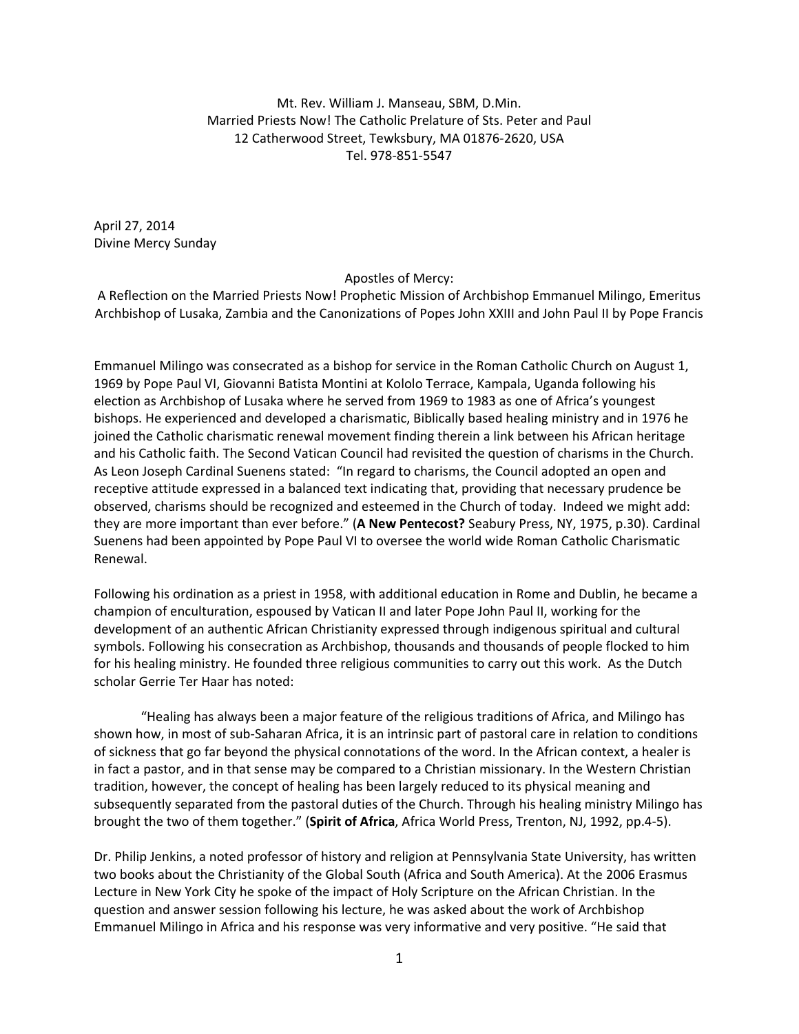Mt. Rev. William J. Manseau, SBM, D.Min.
Married Priests Now! The Catholic Prelature of Sts. Peter and Paul
12 Catherwood Street, Tewksbury, MA 01876-2620, USA
Tel. 978-851-5547

April 27, 2014
Divine Mercy Sunday

## Apostles of Mercy:
### A Reflection on the Married Priests Now! Prophetic Mission of Archbishop Emmanuel Milingo, Emeritus Archbishop of Lusaka, Zambia and the Canonizations of Popes John XXIII and John Paul II by Pope Francis

Emmanuel Milingo was consecrated as a bishop for service in the Roman Catholic Church on August 1, 1969 by Pope Paul VI, Giovanni Batista Montini at Kololo Terrace, Kampala, Uganda following his election as Archbishop of Lusaka where he served from 1969 to 1983 as one of Africa's youngest bishops. He experienced and developed a charismatic, Biblically based healing ministry and in 1976 he joined the Catholic charismatic renewal movement finding therein a link between his African heritage and his Catholic faith. The Second Vatican Council had revisited the question of charisms in the Church. As Leon Joseph Cardinal Suenens stated: "In regard to charisms, the Council adopted an open and receptive attitude expressed in a balanced text indicating that, providing that necessary prudence be observed, charisms should be recognized and esteemed in the Church of today. Indeed we might add: they are more important than ever before." (**A New Pentecost?** Seabury Press, NY, 1975, p.30). Cardinal Suenens had been appointed by Pope Paul VI to oversee the world wide Roman Catholic Charismatic Renewal.

Following his ordination as a priest in 1958, with additional education in Rome and Dublin, he became a champion of enculturation, espoused by Vatican II and later Pope John Paul II, working for the development of an authentic African Christianity expressed through indigenous spiritual and cultural symbols. Following his consecration as Archbishop, thousands and thousands of people flocked to him for his healing ministry. He founded three religious communities to carry out this work. As the Dutch scholar Gerrie Ter Haar has noted:

> "Healing has always been a major feature of the religious traditions of Africa, and Milingo has shown how, in most of sub-Saharan Africa, it is an intrinsic part of pastoral care in relation to conditions of sickness that go far beyond the physical connotations of the word. In the African context, a healer is in fact a pastor, and in that sense may be compared to a Christian missionary. In the Western Christian tradition, however, the concept of healing has been largely reduced to its physical meaning and subsequently separated from the pastoral duties of the Church. Through his healing ministry Milingo has brought the two of them together." (**Spirit of Africa**, Africa World Press, Trenton, NJ, 1992, pp.4-5).

Dr. Philip Jenkins, a noted professor of history and religion at Pennsylvania State University, has written two books about the Christianity of the Global South (Africa and South America). At the 2006 Erasmus Lecture in New York City he spoke of the impact of Holy Scripture on the African Christian. In the question and answer session following his lecture, he was asked about the work of Archbishop Emmanuel Milingo in Africa and his response was very informative and very positive. "He said that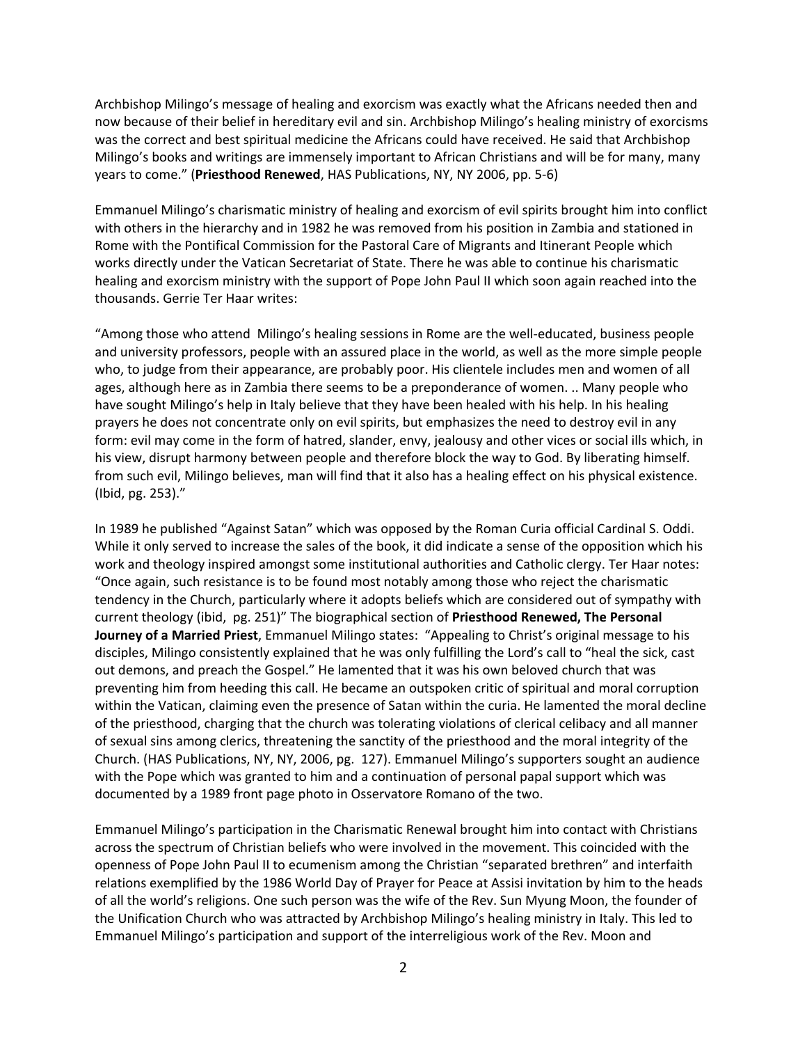Archbishop Milingo's message of healing and exorcism was exactly what the Africans needed then and now because of their belief in hereditary evil and sin. Archbishop Milingo's healing ministry of exorcisms was the correct and best spiritual medicine the Africans could have received. He said that Archbishop Milingo's books and writings are immensely important to African Christians and will be for many, many years to come." (**Priesthood Renewed**, HAS Publications, NY, NY 2006, pp. 5-6)

Emmanuel Milingo's charismatic ministry of healing and exorcism of evil spirits brought him into conflict with others in the hierarchy and in 1982 he was removed from his position in Zambia and stationed in Rome with the Pontifical Commission for the Pastoral Care of Migrants and Itinerant People which works directly under the Vatican Secretariat of State. There he was able to continue his charismatic healing and exorcism ministry with the support of Pope John Paul II which soon again reached into the thousands. Gerrie Ter Haar writes:

"Among those who attend Milingo's healing sessions in Rome are the well-educated, business people and university professors, people with an assured place in the world, as well as the more simple people who, to judge from their appearance, are probably poor. His clientele includes men and women of all ages, although here as in Zambia there seems to be a preponderance of women. .. Many people who have sought Milingo's help in Italy believe that they have been healed with his help. In his healing prayers he does not concentrate only on evil spirits, but emphasizes the need to destroy evil in any form: evil may come in the form of hatred, slander, envy, jealousy and other vices or social ills which, in his view, disrupt harmony between people and therefore block the way to God. By liberating himself. from such evil, Milingo believes, man will find that it also has a healing effect on his physical existence. (Ibid, pg. 253)."

In 1989 he published "Against Satan" which was opposed by the Roman Curia official Cardinal S. Oddi. While it only served to increase the sales of the book, it did indicate a sense of the opposition which his work and theology inspired amongst some institutional authorities and Catholic clergy. Ter Haar notes: "Once again, such resistance is to be found most notably among those who reject the charismatic tendency in the Church, particularly where it adopts beliefs which are considered out of sympathy with current theology (ibid, pg. 251)" The biographical section of **Priesthood Renewed, The Personal Journey of a Married Priest**, Emmanuel Milingo states: "Appealing to Christ's original message to his disciples, Milingo consistently explained that he was only fulfilling the Lord's call to "heal the sick, cast out demons, and preach the Gospel." He lamented that it was his own beloved church that was preventing him from heeding this call. He became an outspoken critic of spiritual and moral corruption within the Vatican, claiming even the presence of Satan within the curia. He lamented the moral decline of the priesthood, charging that the church was tolerating violations of clerical celibacy and all manner of sexual sins among clerics, threatening the sanctity of the priesthood and the moral integrity of the Church. (HAS Publications, NY, NY, 2006, pg. 127). Emmanuel Milingo's supporters sought an audience with the Pope which was granted to him and a continuation of personal papal support which was documented by a 1989 front page photo in Osservatore Romano of the two.

Emmanuel Milingo's participation in the Charismatic Renewal brought him into contact with Christians across the spectrum of Christian beliefs who were involved in the movement. This coincided with the openness of Pope John Paul II to ecumenism among the Christian "separated brethren" and interfaith relations exemplified by the 1986 World Day of Prayer for Peace at Assisi invitation by him to the heads of all the world's religions. One such person was the wife of the Rev. Sun Myung Moon, the founder of the Unification Church who was attracted by Archbishop Milingo's healing ministry in Italy. This led to Emmanuel Milingo's participation and support of the interreligious work of the Rev. Moon and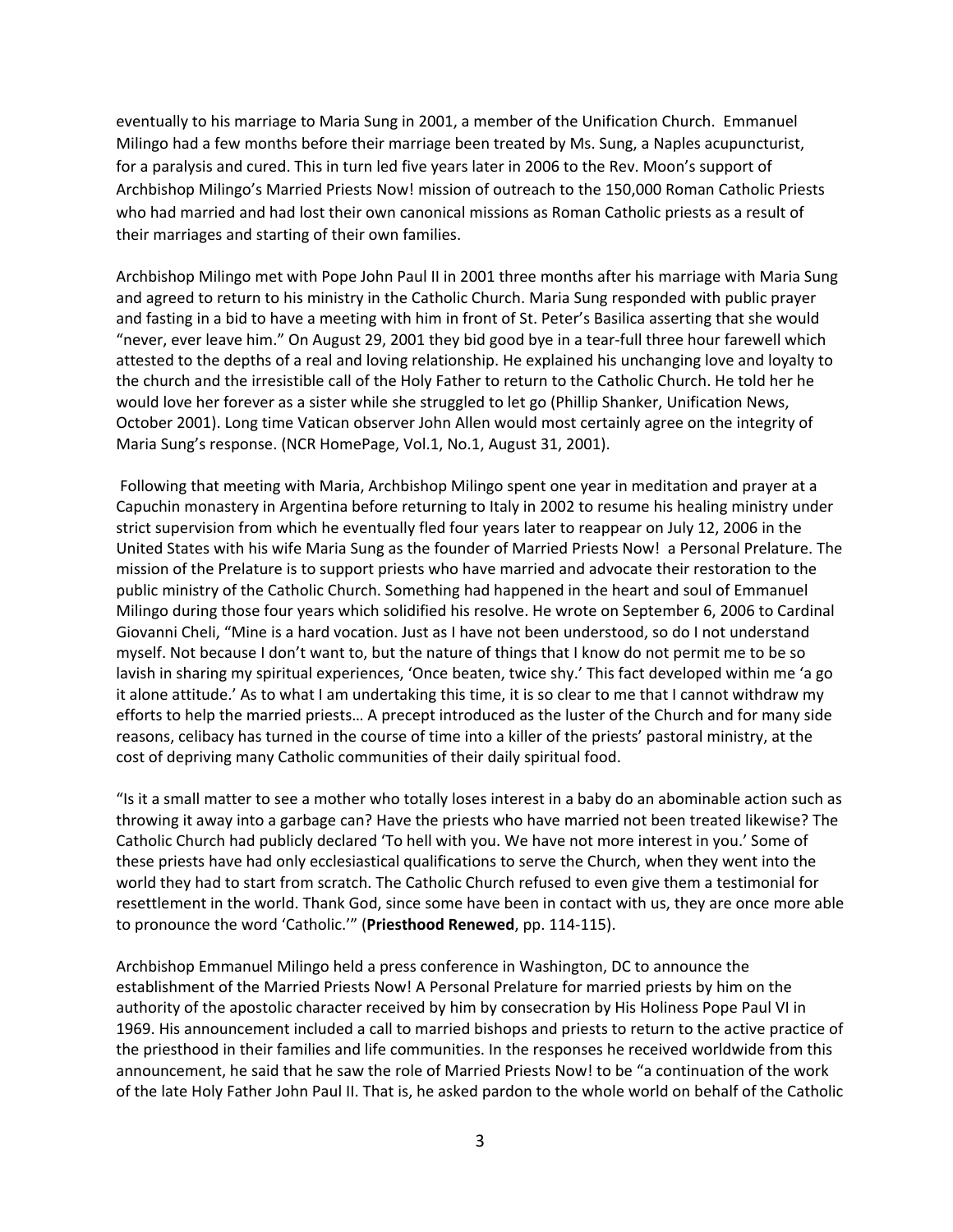eventually to his marriage to Maria Sung in 2001, a member of the Unification Church. Emmanuel Milingo had a few months before their marriage been treated by Ms. Sung, a Naples acupuncturist, for a paralysis and cured. This in turn led five years later in 2006 to the Rev. Moon's support of Archbishop Milingo's Married Priests Now! mission of outreach to the 150,000 Roman Catholic Priests who had married and had lost their own canonical missions as Roman Catholic priests as a result of their marriages and starting of their own families.

Archbishop Milingo met with Pope John Paul II in 2001 three months after his marriage with Maria Sung and agreed to return to his ministry in the Catholic Church. Maria Sung responded with public prayer and fasting in a bid to have a meeting with him in front of St. Peter's Basilica asserting that she would "never, ever leave him." On August 29, 2001 they bid good bye in a tear-full three hour farewell which attested to the depths of a real and loving relationship. He explained his unchanging love and loyalty to the church and the irresistible call of the Holy Father to return to the Catholic Church. He told her he would love her forever as a sister while she struggled to let go (Phillip Shanker, Unification News, October 2001). Long time Vatican observer John Allen would most certainly agree on the integrity of Maria Sung's response. (NCR HomePage, Vol.1, No.1, August 31, 2001).

Following that meeting with Maria, Archbishop Milingo spent one year in meditation and prayer at a Capuchin monastery in Argentina before returning to Italy in 2002 to resume his healing ministry under strict supervision from which he eventually fled four years later to reappear on July 12, 2006 in the United States with his wife Maria Sung as the founder of Married Priests Now! a Personal Prelature. The mission of the Prelature is to support priests who have married and advocate their restoration to the public ministry of the Catholic Church. Something had happened in the heart and soul of Emmanuel Milingo during those four years which solidified his resolve. He wrote on September 6, 2006 to Cardinal Giovanni Cheli, "Mine is a hard vocation. Just as I have not been understood, so do I not understand myself. Not because I don't want to, but the nature of things that I know do not permit me to be so lavish in sharing my spiritual experiences, 'Once beaten, twice shy.' This fact developed within me 'a go it alone attitude.' As to what I am undertaking this time, it is so clear to me that I cannot withdraw my efforts to help the married priests… A precept introduced as the luster of the Church and for many side reasons, celibacy has turned in the course of time into a killer of the priests' pastoral ministry, at the cost of depriving many Catholic communities of their daily spiritual food.

"Is it a small matter to see a mother who totally loses interest in a baby do an abominable action such as throwing it away into a garbage can? Have the priests who have married not been treated likewise? The Catholic Church had publicly declared 'To hell with you. We have not more interest in you.' Some of these priests have had only ecclesiastical qualifications to serve the Church, when they went into the world they had to start from scratch. The Catholic Church refused to even give them a testimonial for resettlement in the world. Thank God, since some have been in contact with us, they are once more able to pronounce the word 'Catholic.'" (**Priesthood Renewed**, pp. 114-115).

Archbishop Emmanuel Milingo held a press conference in Washington, DC to announce the establishment of the Married Priests Now! A Personal Prelature for married priests by him on the authority of the apostolic character received by him by consecration by His Holiness Pope Paul VI in 1969. His announcement included a call to married bishops and priests to return to the active practice of the priesthood in their families and life communities. In the responses he received worldwide from this announcement, he said that he saw the role of Married Priests Now! to be "a continuation of the work of the late Holy Father John Paul II. That is, he asked pardon to the whole world on behalf of the Catholic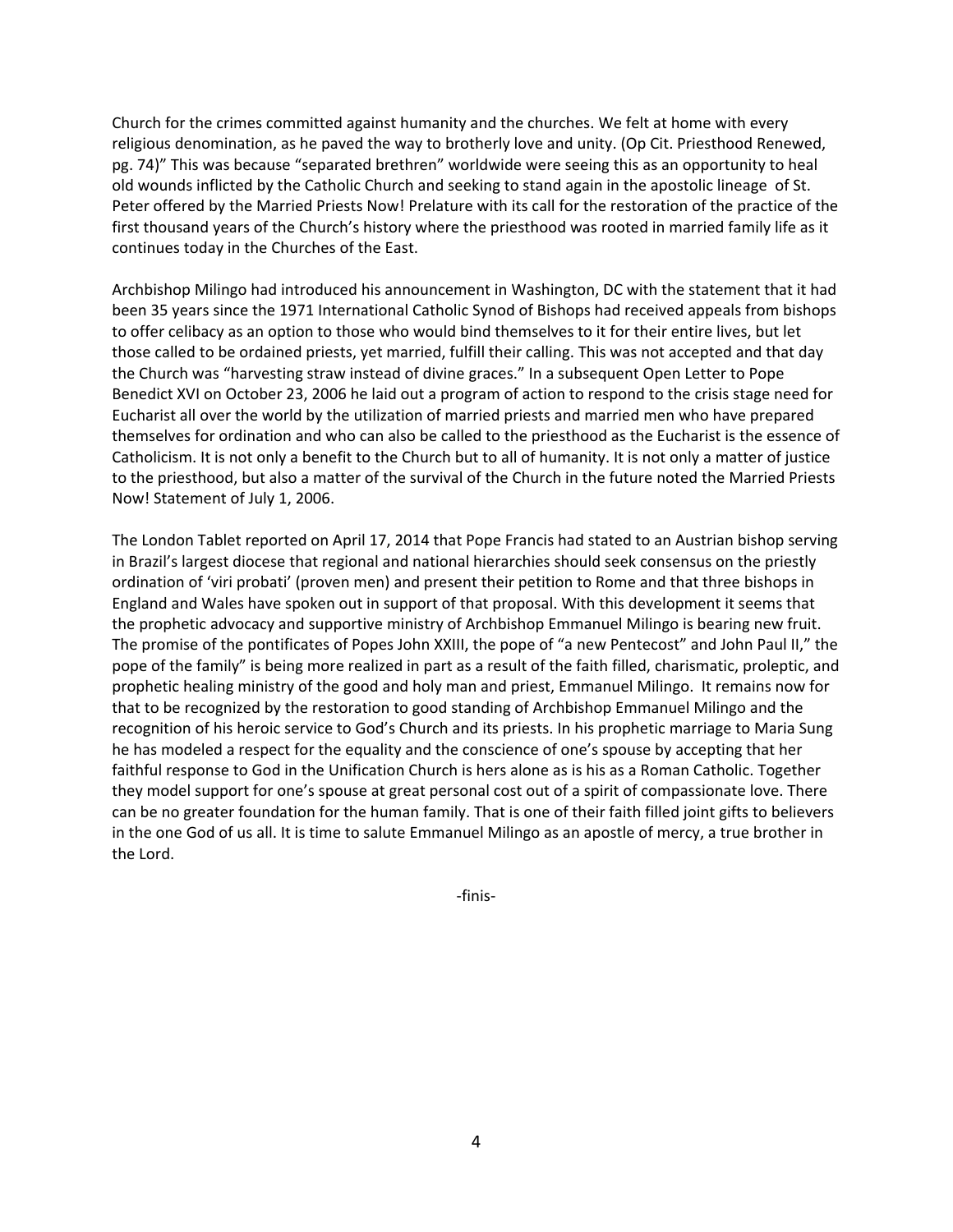Church for the crimes committed against humanity and the churches. We felt at home with every religious denomination, as he paved the way to brotherly love and unity. (Op Cit. Priesthood Renewed, pg. 74)" This was because "separated brethren" worldwide were seeing this as an opportunity to heal old wounds inflicted by the Catholic Church and seeking to stand again in the apostolic lineage of St. Peter offered by the Married Priests Now! Prelature with its call for the restoration of the practice of the first thousand years of the Church's history where the priesthood was rooted in married family life as it continues today in the Churches of the East.

Archbishop Milingo had introduced his announcement in Washington, DC with the statement that it had been 35 years since the 1971 International Catholic Synod of Bishops had received appeals from bishops to offer celibacy as an option to those who would bind themselves to it for their entire lives, but let those called to be ordained priests, yet married, fulfill their calling. This was not accepted and that day the Church was "harvesting straw instead of divine graces." In a subsequent Open Letter to Pope Benedict XVI on October 23, 2006 he laid out a program of action to respond to the crisis stage need for Eucharist all over the world by the utilization of married priests and married men who have prepared themselves for ordination and who can also be called to the priesthood as the Eucharist is the essence of Catholicism. It is not only a benefit to the Church but to all of humanity. It is not only a matter of justice to the priesthood, but also a matter of the survival of the Church in the future noted the Married Priests Now! Statement of July 1, 2006.

The London Tablet reported on April 17, 2014 that Pope Francis had stated to an Austrian bishop serving in Brazil's largest diocese that regional and national hierarchies should seek consensus on the priestly ordination of 'viri probati' (proven men) and present their petition to Rome and that three bishops in England and Wales have spoken out in support of that proposal. With this development it seems that the prophetic advocacy and supportive ministry of Archbishop Emmanuel Milingo is bearing new fruit. The promise of the pontificates of Popes John XXIII, the pope of "a new Pentecost" and John Paul II," the pope of the family" is being more realized in part as a result of the faith filled, charismatic, proleptic, and prophetic healing ministry of the good and holy man and priest, Emmanuel Milingo. It remains now for that to be recognized by the restoration to good standing of Archbishop Emmanuel Milingo and the recognition of his heroic service to God's Church and its priests. In his prophetic marriage to Maria Sung he has modeled a respect for the equality and the conscience of one's spouse by accepting that her faithful response to God in the Unification Church is hers alone as is his as a Roman Catholic. Together they model support for one's spouse at great personal cost out of a spirit of compassionate love. There can be no greater foundation for the human family. That is one of their faith filled joint gifts to believers in the one God of us all. It is time to salute Emmanuel Milingo as an apostle of mercy, a true brother in the Lord.

-finis-